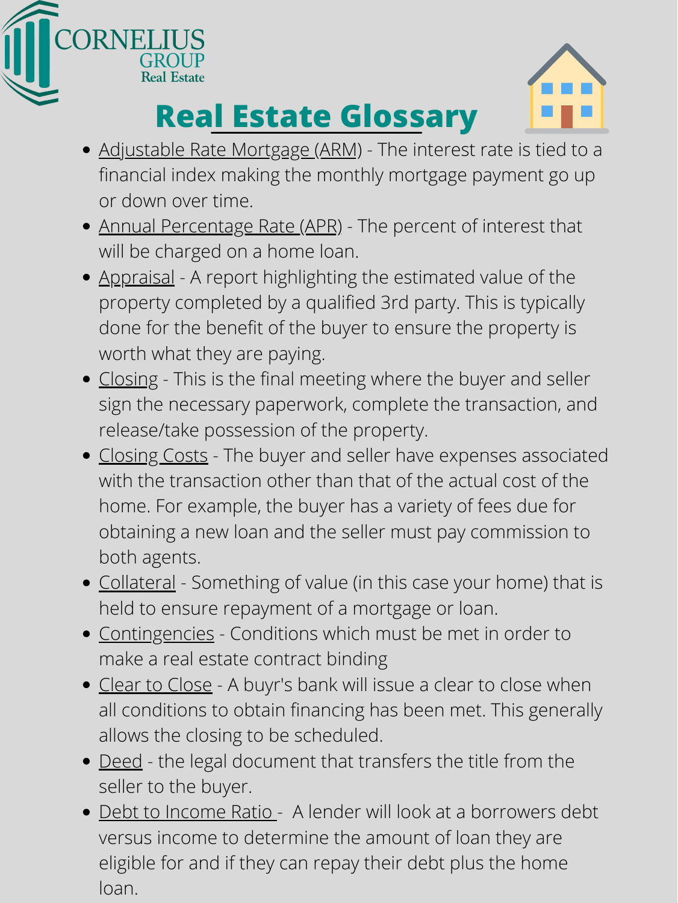CORNELIUS GROUP Real Estate

# Real Estate Glossary

- Adjustable Rate Mortgage (ARM) - The interest rate is tied to a financial index making the monthly mortgage payment go up or down over time.
- Annual Percentage Rate (APR) - The percent of interest that will be charged on a home loan.
- Appraisal - A report highlighting the estimated value of the property completed by a qualified 3rd party. This is typically done for the benefit of the buyer to ensure the property is worth what they are paying.
- Closing - This is the final meeting where the buyer and seller sign the necessary paperwork, complete the transaction, and release/take possession of the property.
- Closing Costs - The buyer and seller have expenses associated with the transaction other than that of the actual cost of the home. For example, the buyer has a variety of fees due for obtaining a new loan and the seller must pay commission to both agents.
- Collateral - Something of value (in this case your home) that is held to ensure repayment of a mortgage or loan.
- Contingencies - Conditions which must be met in order to make a real estate contract binding
- Clear to Close - A buyr's bank will issue a clear to close when all conditions to obtain financing has been met. This generally allows the closing to be scheduled.
- Deed - the legal document that transfers the title from the seller to the buyer.
- Debt to Income Ratio - A lender will look at a borrowers debt versus income to determine the amount of loan they are eligible for and if they can repay their debt plus the home loan.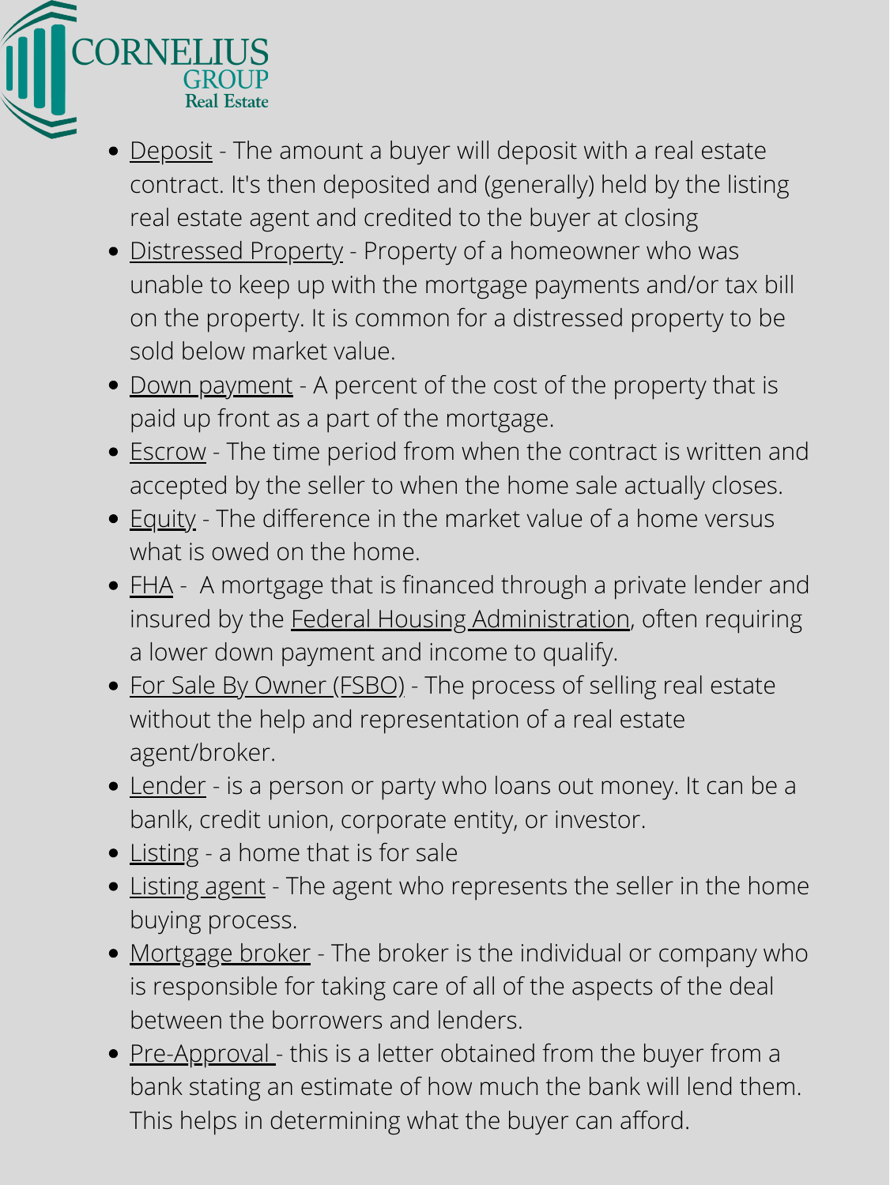- Deposit - The amount a buyer will deposit with a real estate contract. It's then deposited and (generally) held by the listing real estate agent and credited to the buyer at closing
- Distressed Property - Property of a homeowner who was unable to keep up with the mortgage payments and/or tax bill on the property. It is common for a distressed property to be sold below market value.
- Down payment - A percent of the cost of the property that is paid up front as a part of the mortgage.
- Escrow - The time period from when the contract is written and accepted by the seller to when the home sale actually closes.
- Equity - The difference in the market value of a home versus what is owed on the home.
- FHA - A mortgage that is financed through a private lender and insured by the Federal Housing Administration, often requiring a lower down payment and income to qualify.
- For Sale By Owner (FSBO) - The process of selling real estate without the help and representation of a real estate agent/broker.
- Lender - is a person or party who loans out money. It can be a banlk, credit union, corporate entity, or investor.
- Listing - a home that is for sale
- Listing agent - The agent who represents the seller in the home buying process.
- Mortgage broker - The broker is the individual or company who is responsible for taking care of all of the aspects of the deal between the borrowers and lenders.
- Pre-Approval - this is a letter obtained from the buyer from a bank stating an estimate of how much the bank will lend them. This helps in determining what the buyer can afford.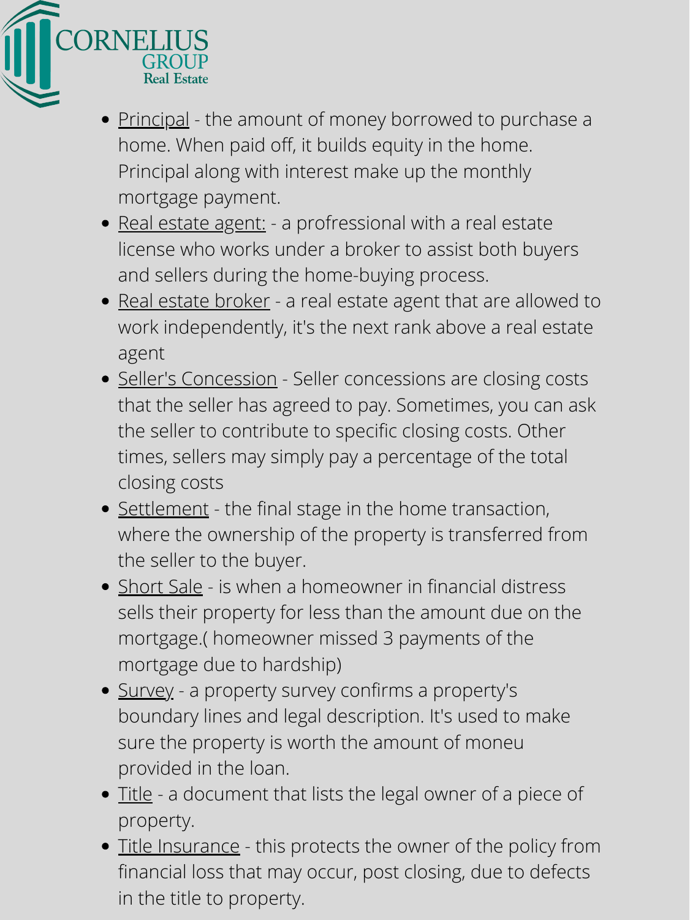- Principal - the amount of money borrowed to purchase a home. When paid off, it builds equity in the home. Principal along with interest make up the monthly mortgage payment.
- Real estate agent: - a professional with a real estate license who works under a broker to assist both buyers and sellers during the home-buying process.
- Real estate broker - a real estate agent that are allowed to work independently, it's the next rank above a real estate agent
- Seller's Concession - Seller concessions are closing costs that the seller has agreed to pay. Sometimes, you can ask the seller to contribute to specific closing costs. Other times, sellers may simply pay a percentage of the total closing costs
- Settlement - the final stage in the home transaction, where the ownership of the property is transferred from the seller to the buyer.
- Short Sale - is when a homeowner in financial distress sells their property for less than the amount due on the mortgage.( homeowner missed 3 payments of the mortgage due to hardship)
- Survey - a property survey confirms a property's boundary lines and legal description. It's used to make sure the property is worth the amount of moneu provided in the loan.
- Title - a document that lists the legal owner of a piece of property.
- Title Insurance - this protects the owner of the policy from financial loss that may occur, post closing, due to defects in the title to property.